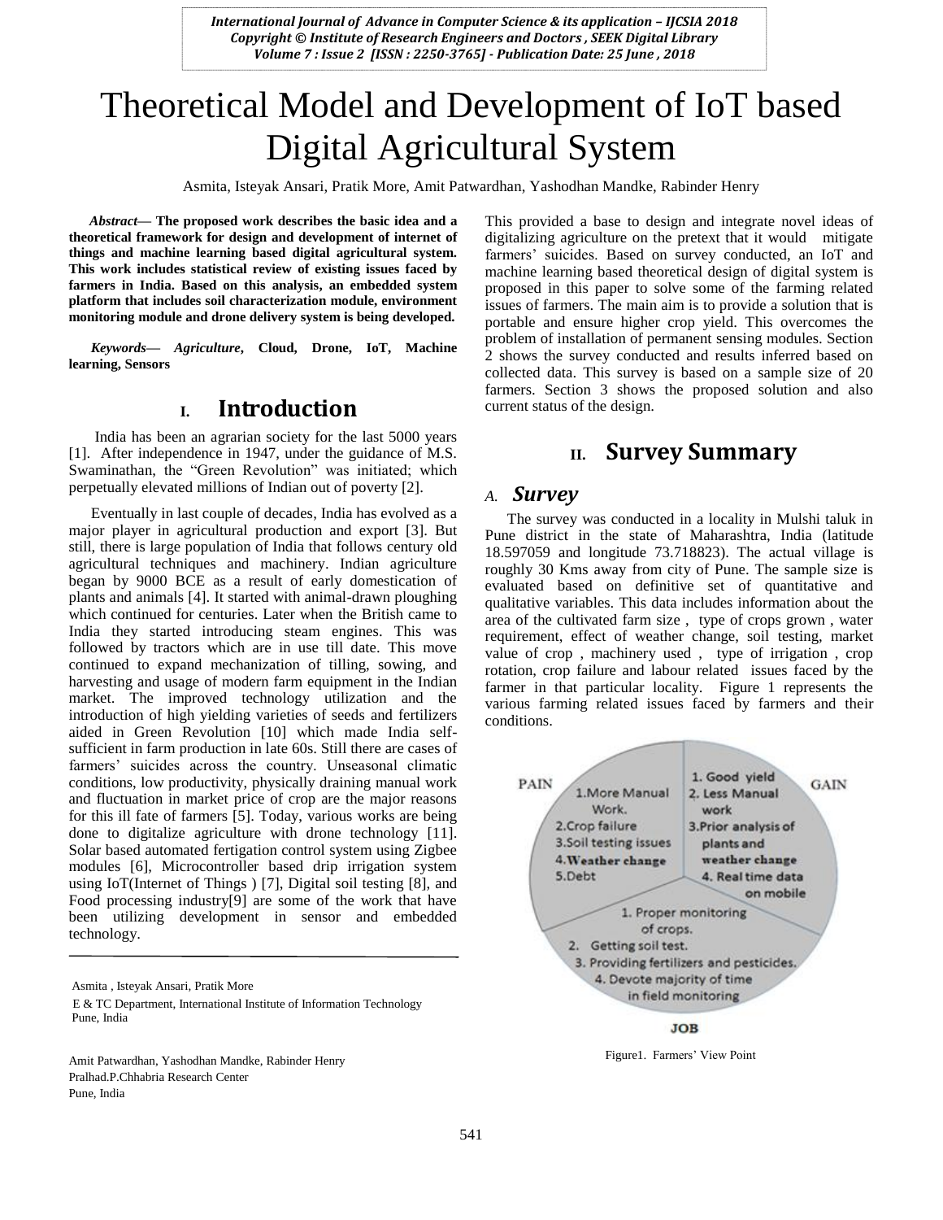# Theoretical Model and Development of IoT based Digital Agricultural System

Asmita, Isteyak Ansari, Pratik More, Amit Patwardhan, Yashodhan Mandke, Rabinder Henry

***Abstract*— The proposed work describes the basic idea and a theoretical framework for design and development of internet of things and machine learning based digital agricultural system. This work includes statistical review of existing issues faced by farmers in India. Based on this analysis, an embedded system platform that includes soil characterization module, environment monitoring module and drone delivery system is being developed.**

***Keywords*— *Agriculture*, Cloud, Drone, IoT, Machine learning, Sensors**

## I. Introduction

India has been an agrarian society for the last 5000 years [1]. After independence in 1947, under the guidance of M.S. Swaminathan, the "Green Revolution" was initiated; which perpetually elevated millions of Indian out of poverty [2].

Eventually in last couple of decades, India has evolved as a major player in agricultural production and export [3]. But still, there is large population of India that follows century old agricultural techniques and machinery. Indian agriculture began by 9000 BCE as a result of early domestication of plants and animals [4]. It started with animal-drawn ploughing which continued for centuries. Later when the British came to India they started introducing steam engines. This was followed by tractors which are in use till date. This move continued to expand mechanization of tilling, sowing, and harvesting and usage of modern farm equipment in the Indian market. The improved technology utilization and the introduction of high yielding varieties of seeds and fertilizers aided in Green Revolution [10] which made India self-sufficient in farm production in late 60s. Still there are cases of farmers' suicides across the country. Unseasonal climatic conditions, low productivity, physically draining manual work and fluctuation in market price of crop are the major reasons for this ill fate of farmers [5]. Today, various works are being done to digitalize agriculture with drone technology [11]. Solar based automated fertigation control system using Zigbee modules [6], Microcontroller based drip irrigation system using IoT(Internet of Things ) [7], Digital soil testing [8], and Food processing industry[9] are some of the work that have been utilizing development in sensor and embedded technology.

Asmita , Isteyak Ansari, Pratik More
E & TC Department, International Institute of Information Technology
Pune, India

Amit Patwardhan, Yashodhan Mandke, Rabinder Henry
Pralhad.P.Chhabria Research Center
Pune, India

This provided a base to design and integrate novel ideas of digitalizing agriculture on the pretext that it would mitigate farmers' suicides. Based on survey conducted, an IoT and machine learning based theoretical design of digital system is proposed in this paper to solve some of the farming related issues of farmers. The main aim is to provide a solution that is portable and ensure higher crop yield. This overcomes the problem of installation of permanent sensing modules. Section 2 shows the survey conducted and results inferred based on collected data. This survey is based on a sample size of 20 farmers. Section 3 shows the proposed solution and also current status of the design.

## II. Survey Summary

### *A. Survey*

The survey was conducted in a locality in Mulshi taluk in Pune district in the state of Maharashtra, India (latitude 18.597059 and longitude 73.718823). The actual village is roughly 30 Kms away from city of Pune. The sample size is evaluated based on definitive set of quantitative and qualitative variables. This data includes information about the area of the cultivated farm size , type of crops grown , water requirement, effect of weather change, soil testing, market value of crop , machinery used , type of irrigation , crop rotation, crop failure and labour related issues faced by the farmer in that particular locality. Figure 1 represents the various farming related issues faced by farmers and their conditions.

PAIN
1. More Manual Work.
2. Crop failure
3. Soil testing issues
4. Weather change
5. Debt

GAIN
1. Good yield
2. Less Manual work
3. Prior analysis of plants and weather change
4. Real time data on mobile

JOB
1. Proper monitoring of crops.
2. Getting soil test.
3. Providing fertilizers and pesticides.
4. Devote majority of time in field monitoring

Figure1. Farmers' View Point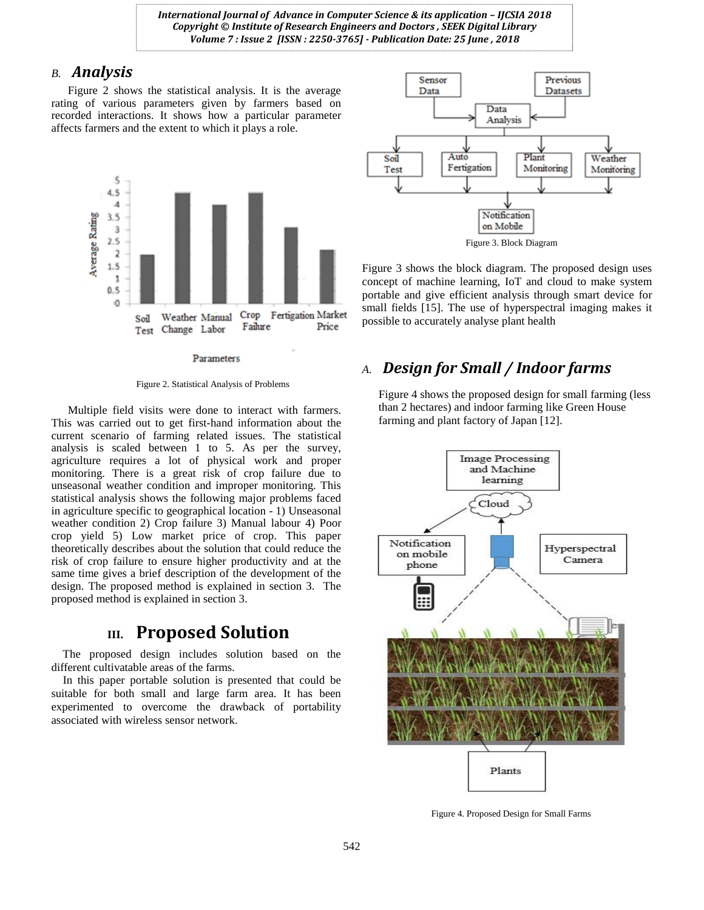### B. Analysis

Figure 2 shows the statistical analysis. It is the average rating of various parameters given by farmers based on recorded interactions. It shows how a particular parameter affects farmers and the extent to which it plays a role.

Figure 2. Statistical Analysis of Problems

Multiple field visits were done to interact with farmers. This was carried out to get first-hand information about the current scenario of farming related issues. The statistical analysis is scaled between 1 to 5. As per the survey, agriculture requires a lot of physical work and proper monitoring. There is a great risk of crop failure due to unseasonal weather condition and improper monitoring. This statistical analysis shows the following major problems faced in agriculture specific to geographical location - 1) Unseasonal weather condition 2) Crop failure 3) Manual labour 4) Poor crop yield 5) Low market price of crop. This paper theoretically describes about the solution that could reduce the risk of crop failure to ensure higher productivity and at the same time gives a brief description of the development of the design. The proposed method is explained in section 3. The proposed method is explained in section 3.

## III. Proposed Solution

The proposed design includes solution based on the different cultivatable areas of the farms.

In this paper portable solution is presented that could be suitable for both small and large farm area. It has been experimented to overcome the drawback of portability associated with wireless sensor network.

Figure 3. Block Diagram

Figure 3 shows the block diagram. The proposed design uses concept of machine learning, IoT and cloud to make system portable and give efficient analysis through smart device for small fields [15]. The use of hyperspectral imaging makes it possible to accurately analyse plant health

### A. Design for Small / Indoor farms

Figure 4 shows the proposed design for small farming (less than 2 hectares) and indoor farming like Green House farming and plant factory of Japan [12].

Figure 4. Proposed Design for Small Farms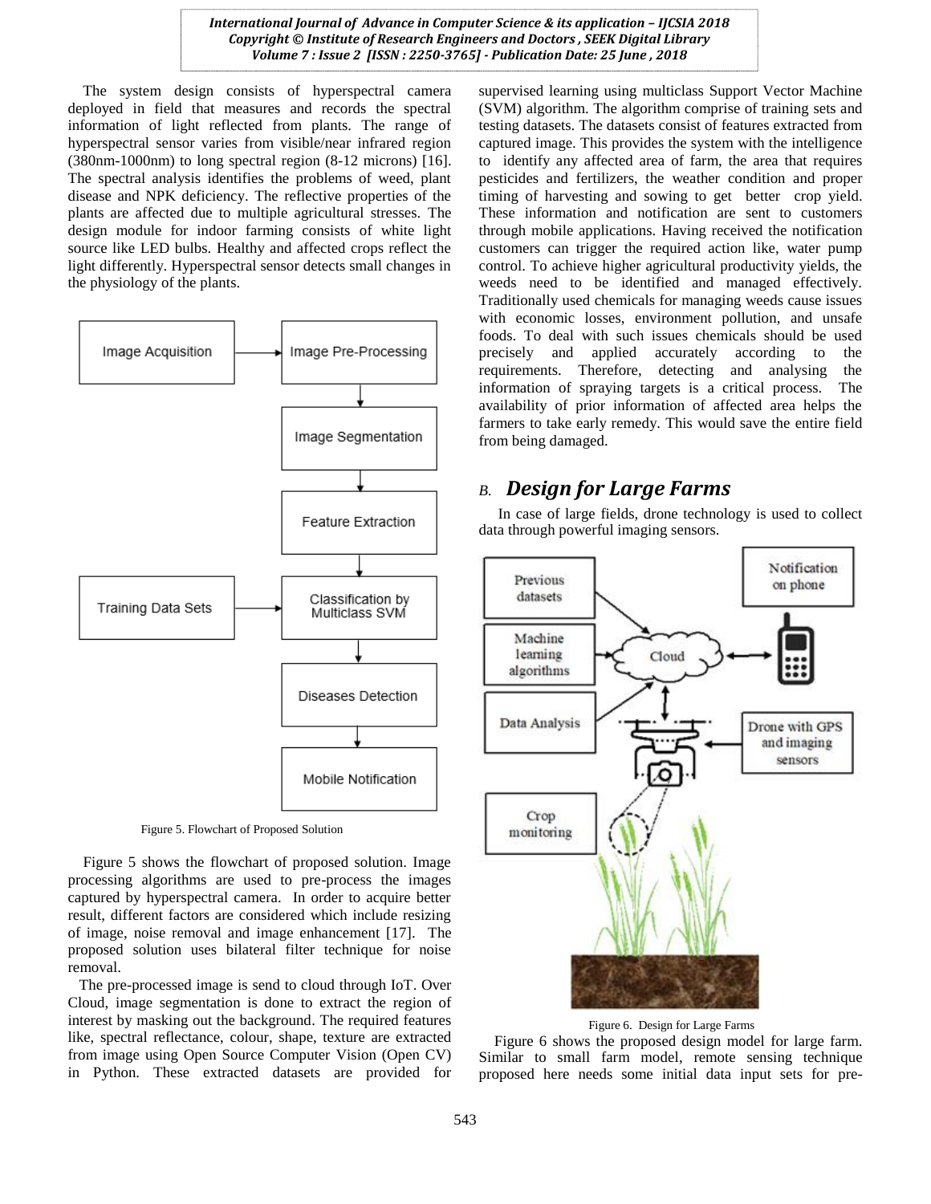The system design consists of hyperspectral camera deployed in field that measures and records the spectral information of light reflected from plants. The range of hyperspectral sensor varies from visible/near infrared region (380nm-1000nm) to long spectral region (8-12 microns) [16]. The spectral analysis identifies the problems of weed, plant disease and NPK deficiency. The reflective properties of the plants are affected due to multiple agricultural stresses. The design module for indoor farming consists of white light source like LED bulbs. Healthy and affected crops reflect the light differently. Hyperspectral sensor detects small changes in the physiology of the plants.

Image Acquisition → Image Pre-Processing → Image Segmentation → Feature Extraction → Classification by Multiclass SVM (← Training Data Sets) → Diseases Detection → Mobile Notification

Figure 5. Flowchart of Proposed Solution

Figure 5 shows the flowchart of proposed solution. Image processing algorithms are used to pre-process the images captured by hyperspectral camera. In order to acquire better result, different factors are considered which include resizing of image, noise removal and image enhancement [17]. The proposed solution uses bilateral filter technique for noise removal.

The pre-processed image is send to cloud through IoT. Over Cloud, image segmentation is done to extract the region of interest by masking out the background. The required features like, spectral reflectance, colour, shape, texture are extracted from image using Open Source Computer Vision (Open CV) in Python. These extracted datasets are provided for supervised learning using multiclass Support Vector Machine (SVM) algorithm. The algorithm comprise of training sets and testing datasets. The datasets consist of features extracted from captured image. This provides the system with the intelligence to identify any affected area of farm, the area that requires pesticides and fertilizers, the weather condition and proper timing of harvesting and sowing to get better crop yield. These information and notification are sent to customers through mobile applications. Having received the notification customers can trigger the required action like, water pump control. To achieve higher agricultural productivity yields, the weeds need to be identified and managed effectively. Traditionally used chemicals for managing weeds cause issues with economic losses, environment pollution, and unsafe foods. To deal with such issues chemicals should be used precisely and applied accurately according to the requirements. Therefore, detecting and analysing the information of spraying targets is a critical process. The availability of prior information of affected area helps the farmers to take early remedy. This would save the entire field from being damaged.

## *B. Design for Large Farms*

In case of large fields, drone technology is used to collect data through powerful imaging sensors.

Previous datasets · Machine learning algorithms · Data Analysis · Cloud · Notification on phone · Drone with GPS and imaging sensors · Crop monitoring

Figure 6. Design for Large Farms

Figure 6 shows the proposed design model for large farm. Similar to small farm model, remote sensing technique proposed here needs some initial data input sets for pre-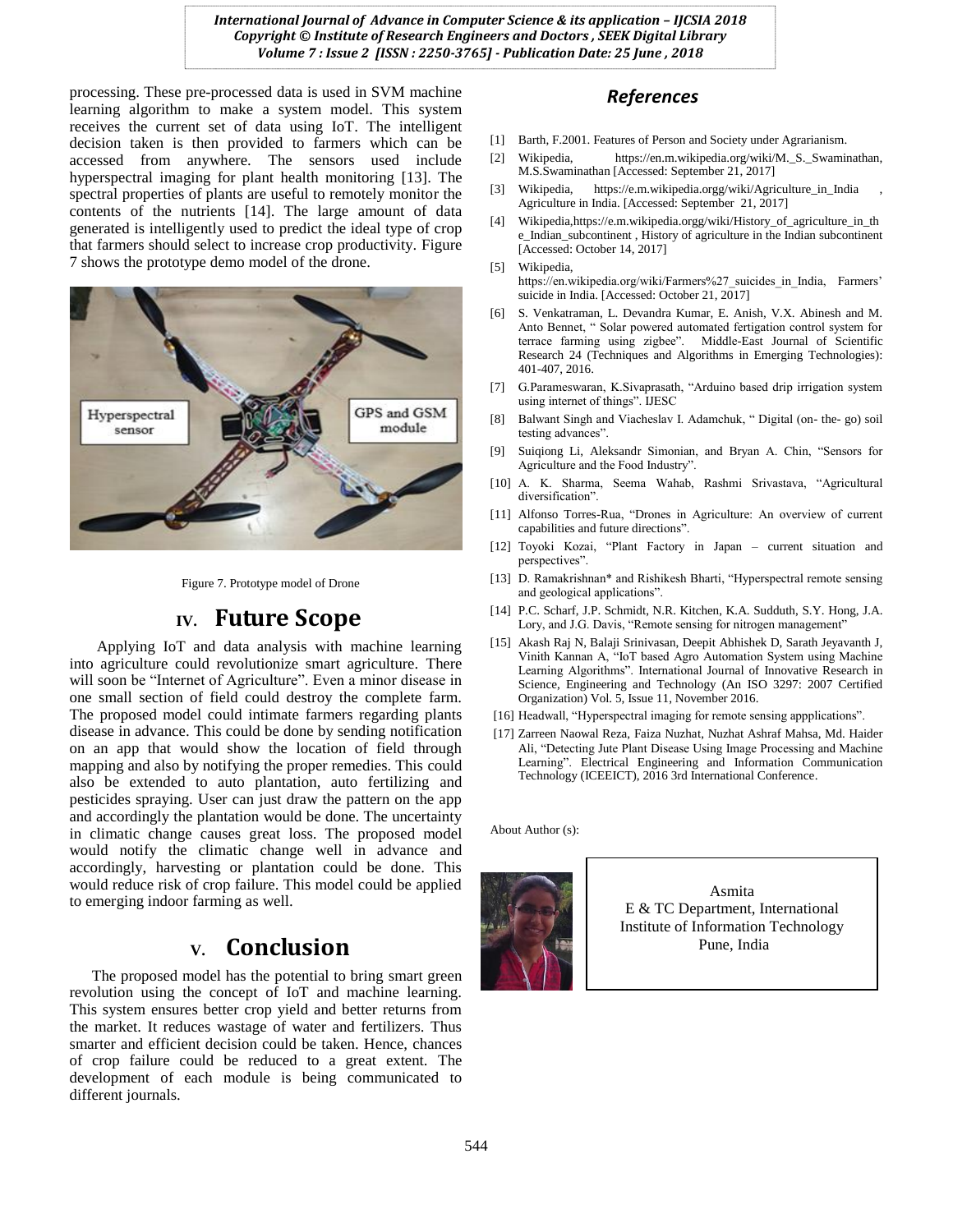processing. These pre-processed data is used in SVM machine learning algorithm to make a system model. This system receives the current set of data using IoT. The intelligent decision taken is then provided to farmers which can be accessed from anywhere. The sensors used include hyperspectral imaging for plant health monitoring [13]. The spectral properties of plants are useful to remotely monitor the contents of the nutrients [14]. The large amount of data generated is intelligently used to predict the ideal type of crop that farmers should select to increase crop productivity. Figure 7 shows the prototype demo model of the drone.

Figure 7. Prototype model of Drone

## IV. Future Scope

Applying IoT and data analysis with machine learning into agriculture could revolutionize smart agriculture. There will soon be "Internet of Agriculture". Even a minor disease in one small section of field could destroy the complete farm. The proposed model could intimate farmers regarding plants disease in advance. This could be done by sending notification on an app that would show the location of field through mapping and also by notifying the proper remedies. This could also be extended to auto plantation, auto fertilizing and pesticides spraying. User can just draw the pattern on the app and accordingly the plantation would be done. The uncertainty in climatic change causes great loss. The proposed model would notify the climatic change well in advance and accordingly, harvesting or plantation could be done. This would reduce risk of crop failure. This model could be applied to emerging indoor farming as well.

## V. Conclusion

The proposed model has the potential to bring smart green revolution using the concept of IoT and machine learning. This system ensures better crop yield and better returns from the market. It reduces wastage of water and fertilizers. Thus smarter and efficient decision could be taken. Hence, chances of crop failure could be reduced to a great extent. The development of each module is being communicated to different journals.

## References

[1] Barth, F.2001. Features of Person and Society under Agrarianism.

[2] Wikipedia, https://en.m.wikipedia.org/wiki/M._S._Swaminathan, M.S.Swaminathan [Accessed: September 21, 2017]

[3] Wikipedia, https://e.m.wikipedia.orgg/wiki/Agriculture_in_India , Agriculture in India. [Accessed: September 21, 2017]

[4] Wikipedia,https://e.m.wikipedia.orgg/wiki/History_of_agriculture_in_the_Indian_subcontinent , History of agriculture in the Indian subcontinent [Accessed: October 14, 2017]

[5] Wikipedia, https://en.wikipedia.org/wiki/Farmers%27_suicides_in_India, Farmers' suicide in India. [Accessed: October 21, 2017]

[6] S. Venkatraman, L. Devandra Kumar, E. Anish, V.X. Abinesh and M. Anto Bennet, " Solar powered automated fertigation control system for terrace farming using zigbee". Middle-East Journal of Scientific Research 24 (Techniques and Algorithms in Emerging Technologies): 401-407, 2016.

[7] G.Parameswaran, K.Sivaprasath, "Arduino based drip irrigation system using internet of things". IJESC

[8] Balwant Singh and Viacheslav I. Adamchuk, " Digital (on- the- go) soil testing advances".

[9] Suiqiong Li, Aleksandr Simonian, and Bryan A. Chin, "Sensors for Agriculture and the Food Industry".

[10] A. K. Sharma, Seema Wahab, Rashmi Srivastava, "Agricultural diversification".

[11] Alfonso Torres-Rua, "Drones in Agriculture: An overview of current capabilities and future directions".

[12] Toyoki Kozai, "Plant Factory in Japan – current situation and perspectives".

[13] D. Ramakrishnan* and Rishikesh Bharti, "Hyperspectral remote sensing and geological applications".

[14] P.C. Scharf, J.P. Schmidt, N.R. Kitchen, K.A. Sudduth, S.Y. Hong, J.A. Lory, and J.G. Davis, "Remote sensing for nitrogen management"

[15] Akash Raj N, Balaji Srinivasan, Deepit Abhishek D, Sarath Jeyavanth J, Vinith Kannan A, "IoT based Agro Automation System using Machine Learning Algorithms". International Journal of Innovative Research in Science, Engineering and Technology (An ISO 3297: 2007 Certified Organization) Vol. 5, Issue 11, November 2016.

[16] Headwall, "Hyperspectral imaging for remote sensing appplications".

[17] Zarreen Naowal Reza, Faiza Nuzhat, Nuzhat Ashraf Mahsa, Md. Haider Ali, "Detecting Jute Plant Disease Using Image Processing and Machine Learning". Electrical Engineering and Information Communication Technology (ICEEICT), 2016 3rd International Conference.

About Author (s):

Asmita
E & TC Department, International Institute of Information Technology Pune, India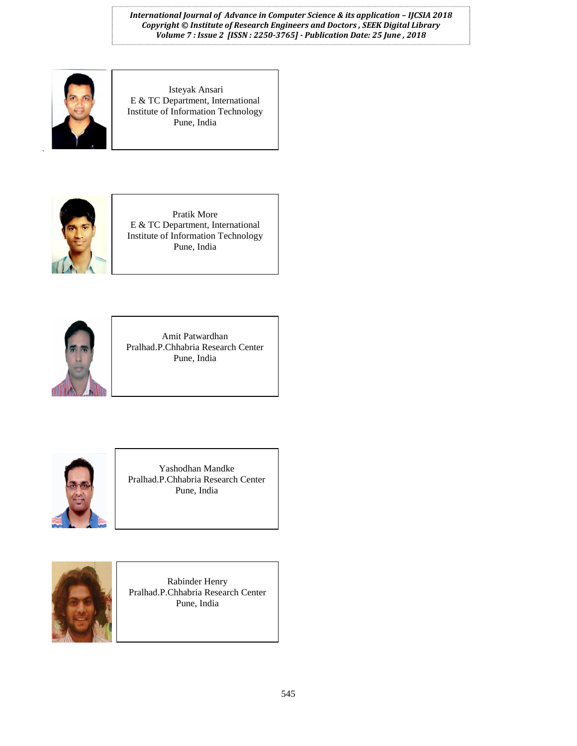Isteyak Ansari
E & TC Department, International Institute of Information Technology
Pune, India

Pratik More
E & TC Department, International Institute of Information Technology
Pune, India

Amit Patwardhan
Pralhad.P.Chhabria Research Center
Pune, India

Yashodhan Mandke
Pralhad.P.Chhabria Research Center
Pune, India

Rabinder Henry
Pralhad.P.Chhabria Research Center
Pune, India